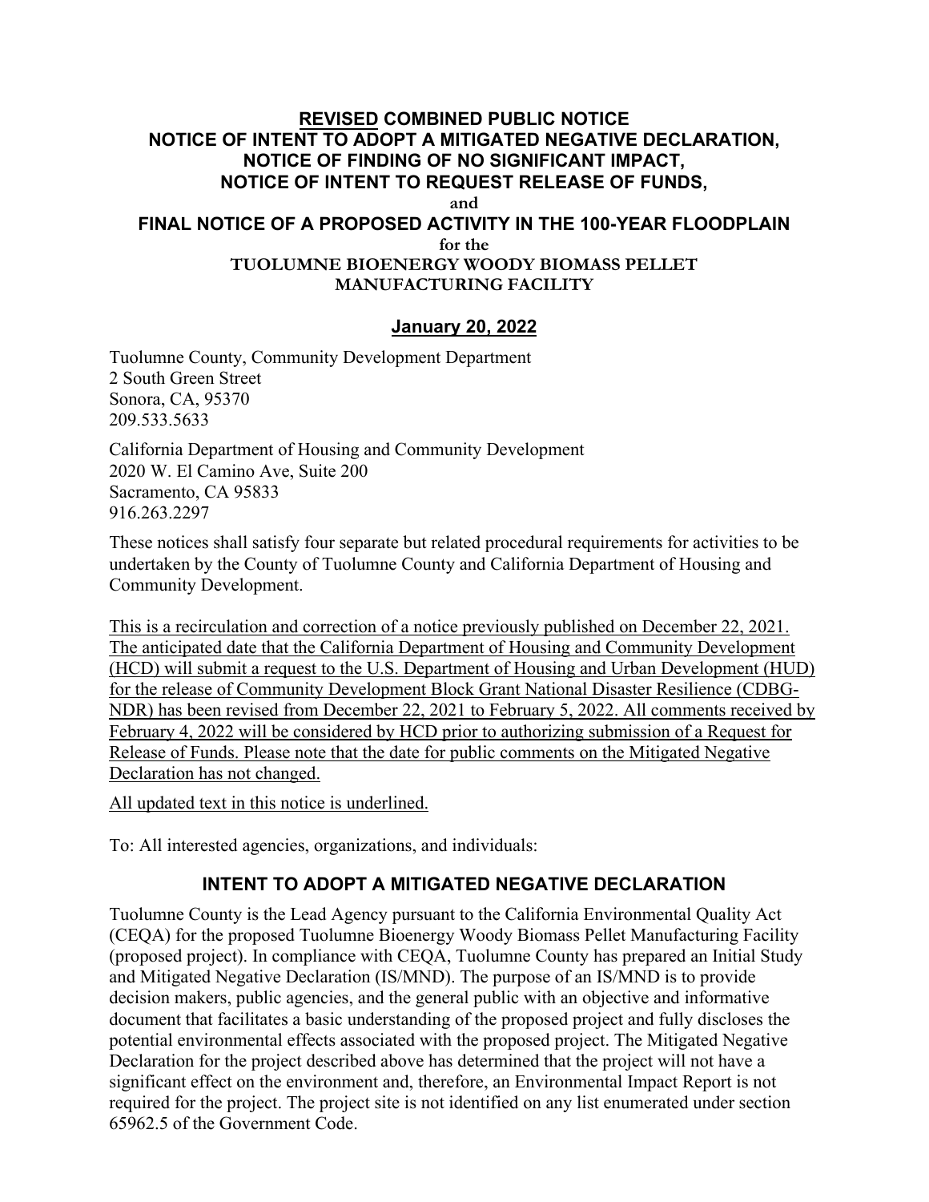# <u>REVISED</u> COMBINED PUBLIC NOTICE
# NOTICE OF INTENT TO ADOPT A MITIGATED NEGATIVE DECLARATION, NOTICE OF FINDING OF NO SIGNIFICANT IMPACT, NOTICE OF INTENT TO REQUEST RELEASE OF FUNDS,

and

# FINAL NOTICE OF A PROPOSED ACTIVITY IN THE 100-YEAR FLOODPLAIN

for the

## TUOLUMNE BIOENERGY WOODY BIOMASS PELLET MANUFACTURING FACILITY

**<u>January 20, 2022</u>**

Tuolumne County, Community Development Department
2 South Green Street
Sonora, CA, 95370
209.533.5633

California Department of Housing and Community Development
2020 W. El Camino Ave, Suite 200
Sacramento, CA 95833
916.263.2297

These notices shall satisfy four separate but related procedural requirements for activities to be undertaken by the County of Tuolumne County and California Department of Housing and Community Development.

<u>This is a recirculation and correction of a notice previously published on December 22, 2021. The anticipated date that the California Department of Housing and Community Development (HCD) will submit a request to the U.S. Department of Housing and Urban Development (HUD) for the release of Community Development Block Grant National Disaster Resilience (CDBG-NDR) has been revised from December 22, 2021 to February 5, 2022. All comments received by February 4, 2022 will be considered by HCD prior to authorizing submission of a Request for Release of Funds. Please note that the date for public comments on the Mitigated Negative Declaration has not changed.</u>

<u>All updated text in this notice is underlined.</u>

To: All interested agencies, organizations, and individuals:

## INTENT TO ADOPT A MITIGATED NEGATIVE DECLARATION

Tuolumne County is the Lead Agency pursuant to the California Environmental Quality Act (CEQA) for the proposed Tuolumne Bioenergy Woody Biomass Pellet Manufacturing Facility (proposed project). In compliance with CEQA, Tuolumne County has prepared an Initial Study and Mitigated Negative Declaration (IS/MND). The purpose of an IS/MND is to provide decision makers, public agencies, and the general public with an objective and informative document that facilitates a basic understanding of the proposed project and fully discloses the potential environmental effects associated with the proposed project. The Mitigated Negative Declaration for the project described above has determined that the project will not have a significant effect on the environment and, therefore, an Environmental Impact Report is not required for the project. The project site is not identified on any list enumerated under section 65962.5 of the Government Code.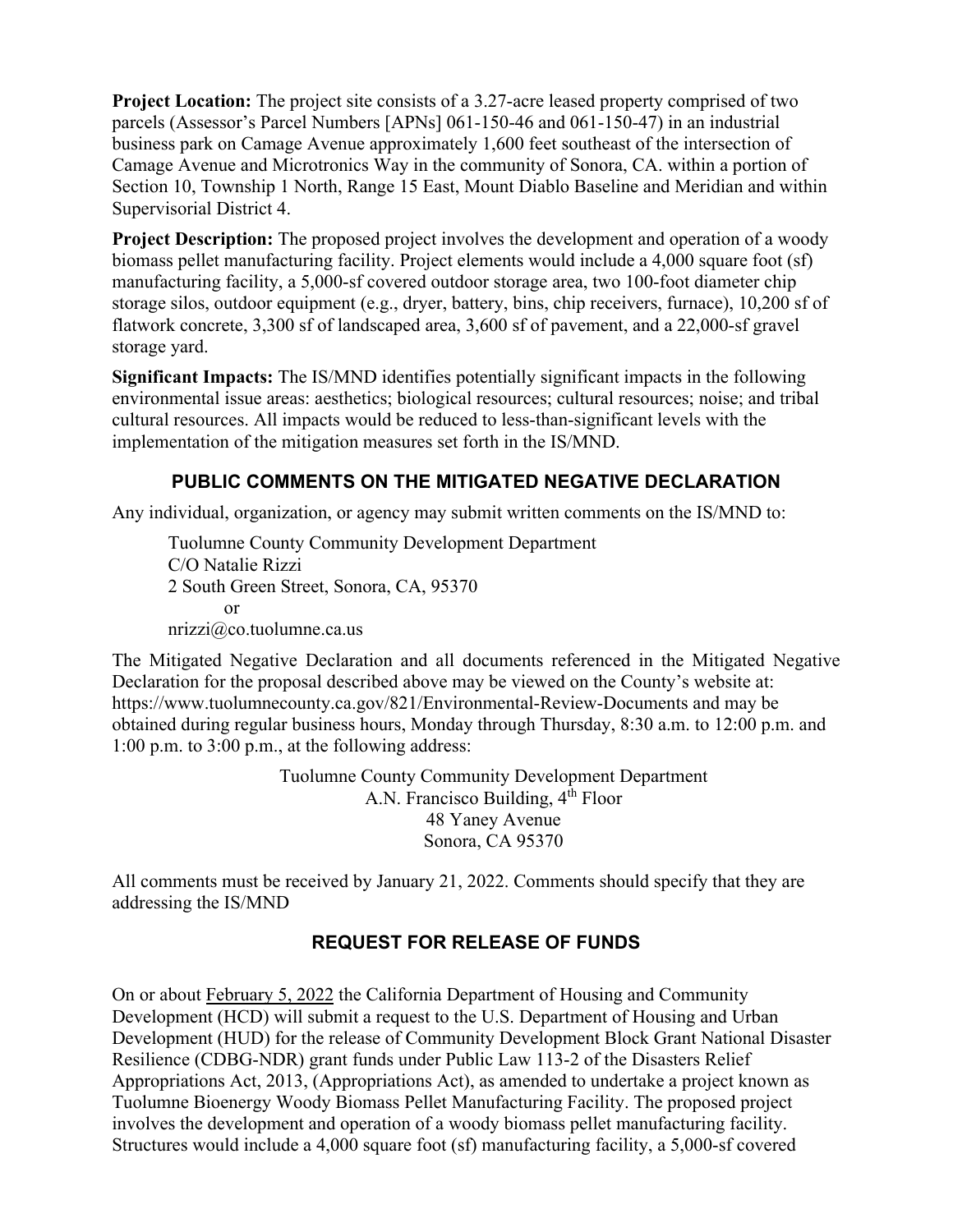**Project Location:** The project site consists of a 3.27-acre leased property comprised of two parcels (Assessor's Parcel Numbers [APNs] 061-150-46 and 061-150-47) in an industrial business park on Camage Avenue approximately 1,600 feet southeast of the intersection of Camage Avenue and Microtronics Way in the community of Sonora, CA. within a portion of Section 10, Township 1 North, Range 15 East, Mount Diablo Baseline and Meridian and within Supervisorial District 4.

**Project Description:** The proposed project involves the development and operation of a woody biomass pellet manufacturing facility. Project elements would include a 4,000 square foot (sf) manufacturing facility, a 5,000-sf covered outdoor storage area, two 100-foot diameter chip storage silos, outdoor equipment (e.g., dryer, battery, bins, chip receivers, furnace), 10,200 sf of flatwork concrete, 3,300 sf of landscaped area, 3,600 sf of pavement, and a 22,000-sf gravel storage yard.

**Significant Impacts:** The IS/MND identifies potentially significant impacts in the following environmental issue areas: aesthetics; biological resources; cultural resources; noise; and tribal cultural resources. All impacts would be reduced to less-than-significant levels with the implementation of the mitigation measures set forth in the IS/MND.

## PUBLIC COMMENTS ON THE MITIGATED NEGATIVE DECLARATION

Any individual, organization, or agency may submit written comments on the IS/MND to:

Tuolumne County Community Development Department
C/O Natalie Rizzi
2 South Green Street, Sonora, CA, 95370
or
nrizzi@co.tuolumne.ca.us

The Mitigated Negative Declaration and all documents referenced in the Mitigated Negative Declaration for the proposal described above may be viewed on the County's website at: https://www.tuolumnecounty.ca.gov/821/Environmental-Review-Documents and may be obtained during regular business hours, Monday through Thursday, 8:30 a.m. to 12:00 p.m. and 1:00 p.m. to 3:00 p.m., at the following address:

Tuolumne County Community Development Department
A.N. Francisco Building, 4th Floor
48 Yaney Avenue
Sonora, CA 95370

All comments must be received by January 21, 2022. Comments should specify that they are addressing the IS/MND

## REQUEST FOR RELEASE OF FUNDS

On or about February 5, 2022 the California Department of Housing and Community Development (HCD) will submit a request to the U.S. Department of Housing and Urban Development (HUD) for the release of Community Development Block Grant National Disaster Resilience (CDBG-NDR) grant funds under Public Law 113-2 of the Disasters Relief Appropriations Act, 2013, (Appropriations Act), as amended to undertake a project known as Tuolumne Bioenergy Woody Biomass Pellet Manufacturing Facility. The proposed project involves the development and operation of a woody biomass pellet manufacturing facility. Structures would include a 4,000 square foot (sf) manufacturing facility, a 5,000-sf covered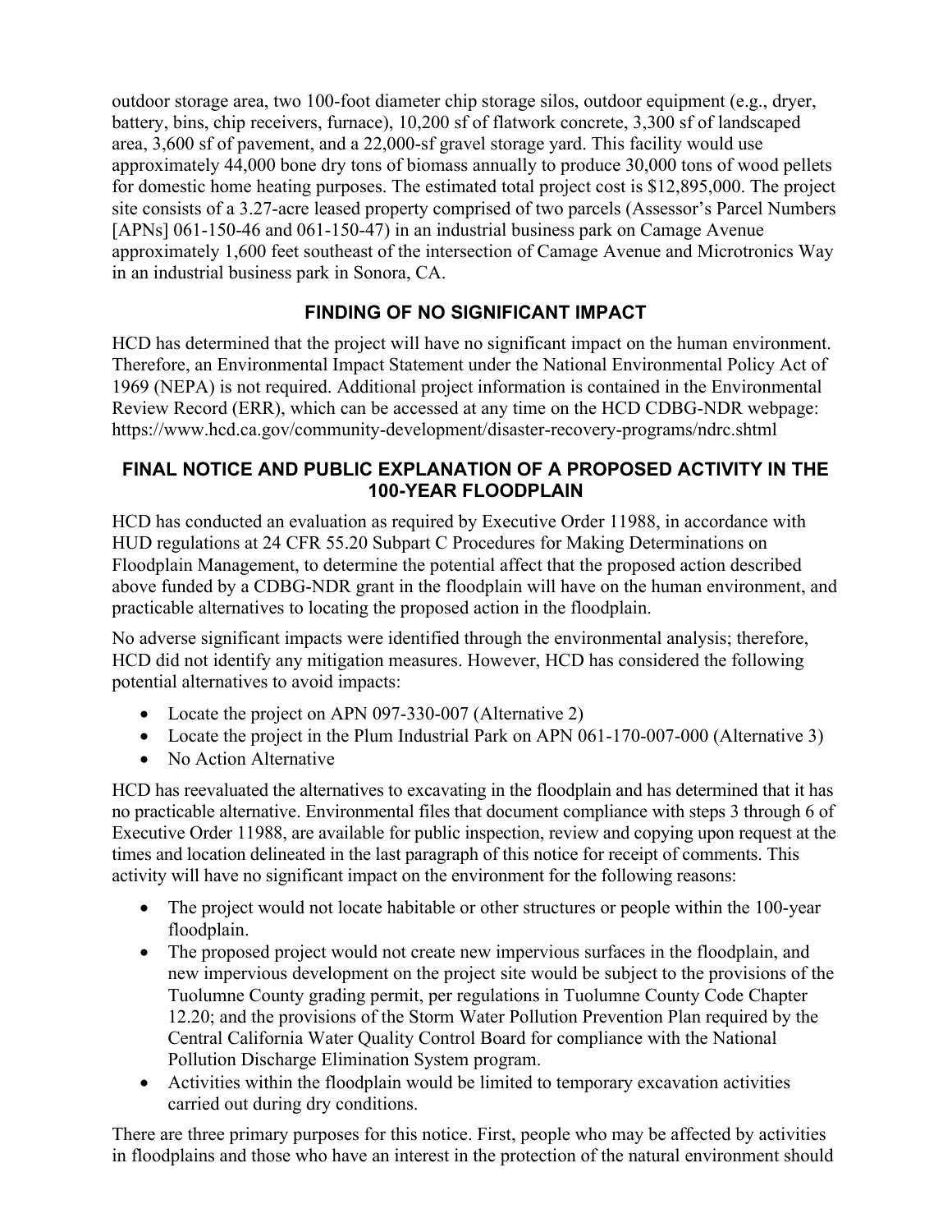outdoor storage area, two 100-foot diameter chip storage silos, outdoor equipment (e.g., dryer, battery, bins, chip receivers, furnace), 10,200 sf of flatwork concrete, 3,300 sf of landscaped area, 3,600 sf of pavement, and a 22,000-sf gravel storage yard. This facility would use approximately 44,000 bone dry tons of biomass annually to produce 30,000 tons of wood pellets for domestic home heating purposes. The estimated total project cost is $12,895,000. The project site consists of a 3.27-acre leased property comprised of two parcels (Assessor's Parcel Numbers [APNs] 061-150-46 and 061-150-47) in an industrial business park on Camage Avenue approximately 1,600 feet southeast of the intersection of Camage Avenue and Microtronics Way in an industrial business park in Sonora, CA.

## FINDING OF NO SIGNIFICANT IMPACT

HCD has determined that the project will have no significant impact on the human environment. Therefore, an Environmental Impact Statement under the National Environmental Policy Act of 1969 (NEPA) is not required. Additional project information is contained in the Environmental Review Record (ERR), which can be accessed at any time on the HCD CDBG-NDR webpage: https://www.hcd.ca.gov/community-development/disaster-recovery-programs/ndrc.shtml

## FINAL NOTICE AND PUBLIC EXPLANATION OF A PROPOSED ACTIVITY IN THE 100-YEAR FLOODPLAIN

HCD has conducted an evaluation as required by Executive Order 11988, in accordance with HUD regulations at 24 CFR 55.20 Subpart C Procedures for Making Determinations on Floodplain Management, to determine the potential affect that the proposed action described above funded by a CDBG-NDR grant in the floodplain will have on the human environment, and practicable alternatives to locating the proposed action in the floodplain.

No adverse significant impacts were identified through the environmental analysis; therefore, HCD did not identify any mitigation measures. However, HCD has considered the following potential alternatives to avoid impacts:

- Locate the project on APN 097-330-007 (Alternative 2)
- Locate the project in the Plum Industrial Park on APN 061-170-007-000 (Alternative 3)
- No Action Alternative

HCD has reevaluated the alternatives to excavating in the floodplain and has determined that it has no practicable alternative. Environmental files that document compliance with steps 3 through 6 of Executive Order 11988, are available for public inspection, review and copying upon request at the times and location delineated in the last paragraph of this notice for receipt of comments. This activity will have no significant impact on the environment for the following reasons:

- The project would not locate habitable or other structures or people within the 100-year floodplain.
- The proposed project would not create new impervious surfaces in the floodplain, and new impervious development on the project site would be subject to the provisions of the Tuolumne County grading permit, per regulations in Tuolumne County Code Chapter 12.20; and the provisions of the Storm Water Pollution Prevention Plan required by the Central California Water Quality Control Board for compliance with the National Pollution Discharge Elimination System program.
- Activities within the floodplain would be limited to temporary excavation activities carried out during dry conditions.

There are three primary purposes for this notice. First, people who may be affected by activities in floodplains and those who have an interest in the protection of the natural environment should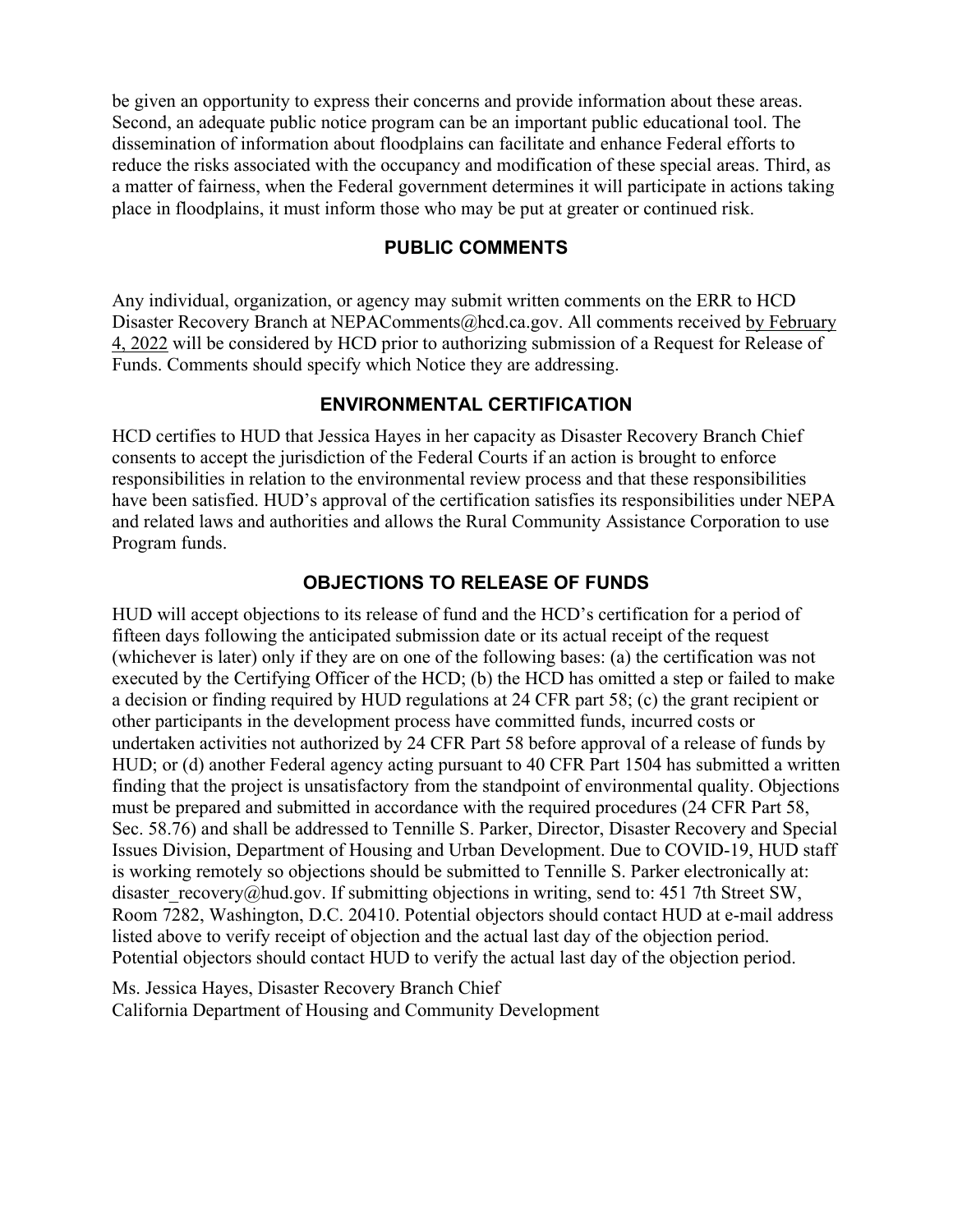be given an opportunity to express their concerns and provide information about these areas. Second, an adequate public notice program can be an important public educational tool. The dissemination of information about floodplains can facilitate and enhance Federal efforts to reduce the risks associated with the occupancy and modification of these special areas. Third, as a matter of fairness, when the Federal government determines it will participate in actions taking place in floodplains, it must inform those who may be put at greater or continued risk.

## PUBLIC COMMENTS

Any individual, organization, or agency may submit written comments on the ERR to HCD Disaster Recovery Branch at NEPAComments@hcd.ca.gov. All comments received by February 4, 2022 will be considered by HCD prior to authorizing submission of a Request for Release of Funds. Comments should specify which Notice they are addressing.

## ENVIRONMENTAL CERTIFICATION

HCD certifies to HUD that Jessica Hayes in her capacity as Disaster Recovery Branch Chief consents to accept the jurisdiction of the Federal Courts if an action is brought to enforce responsibilities in relation to the environmental review process and that these responsibilities have been satisfied. HUD's approval of the certification satisfies its responsibilities under NEPA and related laws and authorities and allows the Rural Community Assistance Corporation to use Program funds.

## OBJECTIONS TO RELEASE OF FUNDS

HUD will accept objections to its release of fund and the HCD's certification for a period of fifteen days following the anticipated submission date or its actual receipt of the request (whichever is later) only if they are on one of the following bases: (a) the certification was not executed by the Certifying Officer of the HCD; (b) the HCD has omitted a step or failed to make a decision or finding required by HUD regulations at 24 CFR part 58; (c) the grant recipient or other participants in the development process have committed funds, incurred costs or undertaken activities not authorized by 24 CFR Part 58 before approval of a release of funds by HUD; or (d) another Federal agency acting pursuant to 40 CFR Part 1504 has submitted a written finding that the project is unsatisfactory from the standpoint of environmental quality. Objections must be prepared and submitted in accordance with the required procedures (24 CFR Part 58, Sec. 58.76) and shall be addressed to Tennille S. Parker, Director, Disaster Recovery and Special Issues Division, Department of Housing and Urban Development. Due to COVID-19, HUD staff is working remotely so objections should be submitted to Tennille S. Parker electronically at: disaster_recovery@hud.gov. If submitting objections in writing, send to: 451 7th Street SW, Room 7282, Washington, D.C. 20410. Potential objectors should contact HUD at e-mail address listed above to verify receipt of objection and the actual last day of the objection period. Potential objectors should contact HUD to verify the actual last day of the objection period.

Ms. Jessica Hayes, Disaster Recovery Branch Chief
California Department of Housing and Community Development